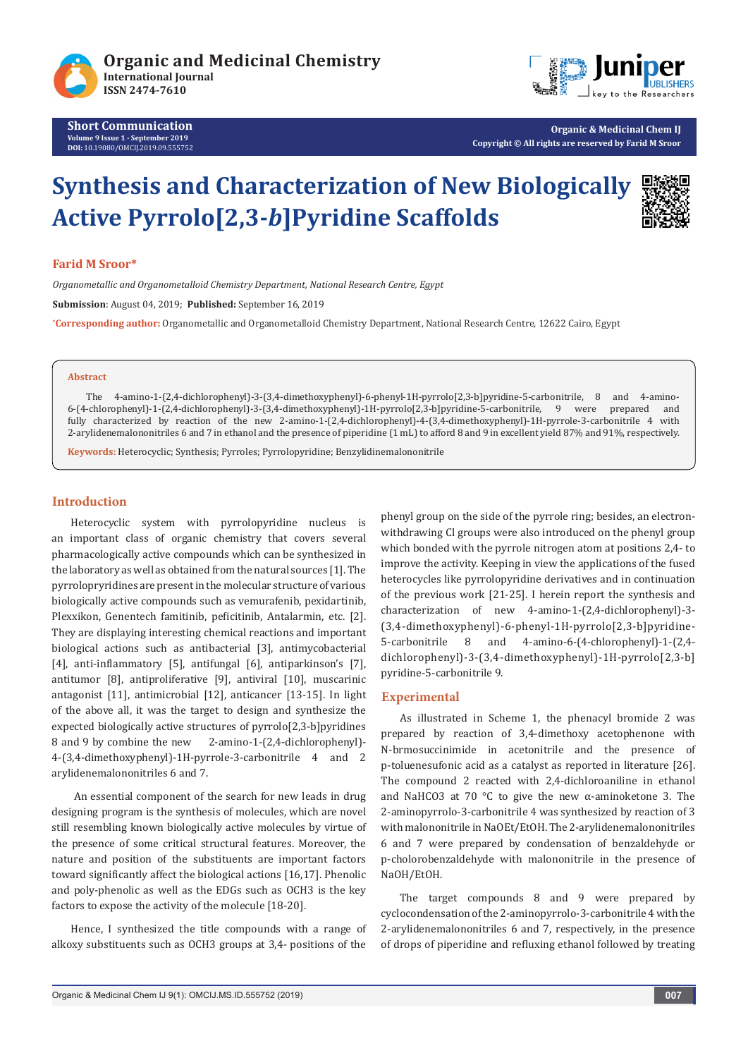Short Communication

# Synthesis and Characterization of New Biologically Active Pyrrolo[2,3-*b*]Pyridine Scaffolds

**Farid M Sroor***

*Organometallic and Organometalloid Chemistry Department, National Research Centre, Egypt*

**Submission**: August 04, 2019; **Published:** September 16, 2019

*Corresponding author: Organometallic and Organometalloid Chemistry Department, National Research Centre, 12622 Cairo, Egypt

## Abstract

The 4-amino-1-(2,4-dichlorophenyl)-3-(3,4-dimethoxyphenyl)-6-phenyl-1H-pyrrolo[2,3-b]pyridine-5-carbonitrile, 8 and 4-amino-6-(4-chlorophenyl)-1-(2,4-dichlorophenyl)-3-(3,4-dimethoxyphenyl)-1H-pyrrolo[2,3-b]pyridine-5-carbonitrile, 9 were prepared and fully characterized by reaction of the new 2-amino-1-(2,4-dichlorophenyl)-4-(3,4-dimethoxyphenyl)-1H-pyrrole-3-carbonitrile 4 with 2-arylidenemalononitriles 6 and 7 in ethanol and the presence of piperidine (1 mL) to afford 8 and 9 in excellent yield 87% and 91%, respectively.

**Keywords:** Heterocyclic; Synthesis; Pyrroles; Pyrrolopyridine; Benzylidinemalononitrile

## Introduction

Heterocyclic system with pyrrolopyridine nucleus is an important class of organic chemistry that covers several pharmacologically active compounds which can be synthesized in the laboratory as well as obtained from the natural sources [1]. The pyrrolopryridines are present in the molecular structure of various biologically active compounds such as vemurafenib, pexidartinib, Plexxikon, Genentech famitinib, peficitinib, Antalarmin, etc. [2]. They are displaying interesting chemical reactions and important biological actions such as antibacterial [3], antimycobacterial [4], anti-inflammatory [5], antifungal [6], antiparkinson's [7], antitumor [8], antiproliferative [9], antiviral [10], muscarinic antagonist [11], antimicrobial [12], anticancer [13-15]. In light of the above all, it was the target to design and synthesize the expected biologically active structures of pyrrolo[2,3-b]pyridines 8 and 9 by combine the new 2-amino-1-(2,4-dichlorophenyl)-4-(3,4-dimethoxyphenyl)-1H-pyrrole-3-carbonitrile 4 and 2 arylidenemalononitriles 6 and 7.

An essential component of the search for new leads in drug designing program is the synthesis of molecules, which are novel still resembling known biologically active molecules by virtue of the presence of some critical structural features. Moreover, the nature and position of the substituents are important factors toward significantly affect the biological actions [16,17]. Phenolic and poly-phenolic as well as the EDGs such as $OCH_3$ is the key factors to expose the activity of the molecule [18-20].

Hence, I synthesized the title compounds with a range of alkoxy substituents such as $OCH_3$ groups at 3,4- positions of the phenyl group on the side of the pyrrole ring; besides, an electron-withdrawing Cl groups were also introduced on the phenyl group which bonded with the pyrrole nitrogen atom at positions 2,4- to improve the activity. Keeping in view the applications of the fused heterocycles like pyrrolopyridine derivatives and in continuation of the previous work [21-25]. I herein report the synthesis and characterization of new 4-amino-1-(2,4-dichlorophenyl)-3-(3,4-dimethoxyphenyl)-6-phenyl-1H-pyrrolo[2,3-b]pyridine-5-carbonitrile 8 and 4-amino-6-(4-chlorophenyl)-1-(2,4-dichlorophenyl)-3-(3,4-dimethoxyphenyl)-1H-pyrrolo[2,3-b]pyridine-5-carbonitrile 9.

## Experimental

As illustrated in Scheme 1, the phenacyl bromide 2 was prepared by reaction of 3,4-dimethoxy acetophenone with N-brmosuccinimide in acetonitrile and the presence of p-toluenesufonic acid as a catalyst as reported in literature [26]. The compound 2 reacted with 2,4-dichloroaniline in ethanol and $NaHCO_3$ at 70 °C to give the new α-aminoketone 3. The 2-aminopyrrolo-3-carbonitrile 4 was synthesized by reaction of 3 with malononitrile in NaOEt/EtOH. The 2-arylidenemalononitriles 6 and 7 were prepared by condensation of benzaldehyde or p-cholorobenzaldehyde with malononitrile in the presence of NaOH/EtOH.

The target compounds 8 and 9 were prepared by cyclocondensation of the 2-aminopyrrolo-3-carbonitrile 4 with the 2-arylidenemalononitriles 6 and 7, respectively, in the presence of drops of piperidine and refluxing ethanol followed by treating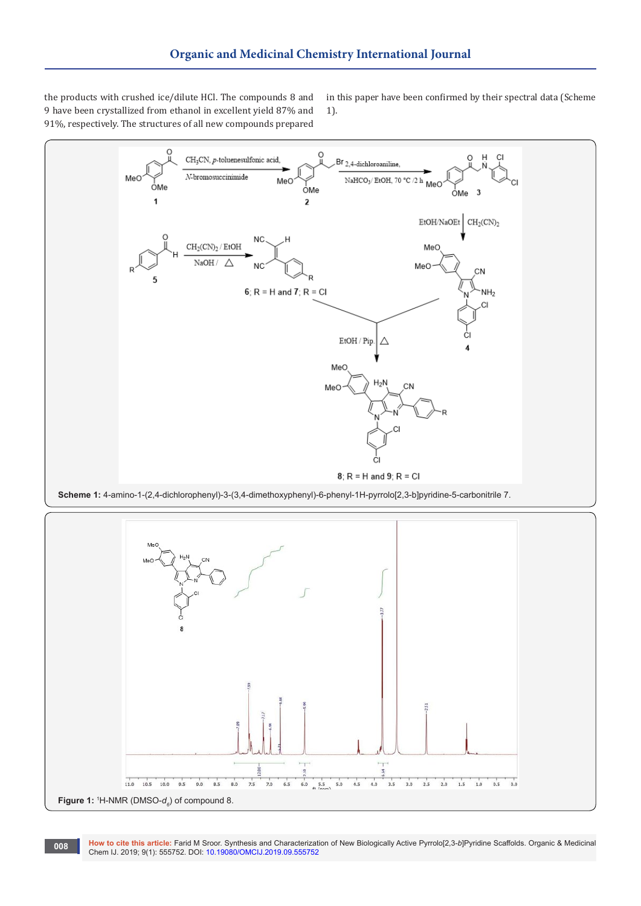the products with crushed ice/dilute HCl. The compounds 8 and 9 have been crystallized from ethanol in excellent yield 87% and 91%, respectively. The structures of all new compounds prepared in this paper have been confirmed by their spectral data (Scheme 1).

**Scheme 1:** 4-amino-1-(2,4-dichlorophenyl)-3-(3,4-dimethoxyphenyl)-6-phenyl-1H-pyrrolo[2,3-b]pyridine-5-carbonitrile 7.

**Figure 1:** $^{1}$H-NMR (DMSO-$d_6$) of compound 8.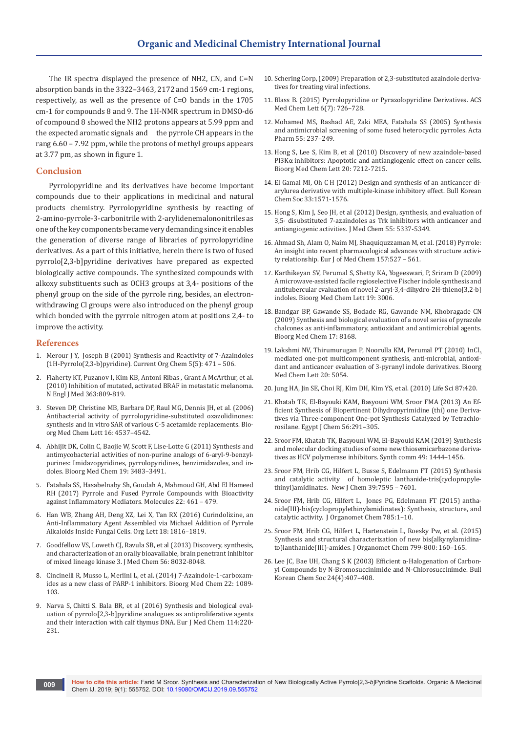The IR spectra displayed the presence of NH2, CN, and C=N absorption bands in the 3322–3463, 2172 and 1569 cm-1 regions, respectively, as well as the presence of C=O bands in the 1705 cm-1 for compounds 8 and 9. The 1H-NMR spectrum in DMSO-d6 of compound 8 showed the NH2 protons appears at 5.99 ppm and the expected aromatic signals and the pyrrole CH appears in the rang 6.60 – 7.92 ppm, while the protons of methyl groups appears at 3.77 pm, as shown in figure 1.

## Conclusion

Pyrrolopyridine and its derivatives have become important compounds due to their applications in medicinal and natural products chemistry. Pyrrolopyridine synthesis by reacting of 2-amino-pyrrole-3-carbonitrile with 2-arylidenemalononitriles as one of the key components became very demanding since it enables the generation of diverse range of libraries of pyrrolopyridine derivatives. As a part of this initiative, herein there is two of fused pyrrolo[2,3-b]pyridine derivatives have prepared as expected biologically active compounds. The synthesized compounds with alkoxy substituents such as OCH3 groups at 3,4- positions of the phenyl group on the side of the pyrrole ring, besides, an electron-withdrawing Cl groups were also introduced on the phenyl group which bonded with the pyrrole nitrogen atom at positions 2,4- to improve the activity.

## References

1. Merour J Y, Joseph B (2001) Synthesis and Reactivity of 7-Azaindoles (1H-Pyrrolo(2,3-b)pyridine). Current Org Chem 5(5): 471 – 506.
2. Flaherty KT, Puzanov I, Kim KB, Antoni Ribas , Grant A McArthur, et al. (2010) Inhibition of mutated, activated BRAF in metastatic melanoma. N Engl J Med 363:809-819.
3. Steven DP, Christine MB, Barbara DF, Raul MG, Dennis JH, et al. (2006) Antibacterial activity of pyrrolopyridine-substituted oxazolidinones: synthesis and in vitro SAR of various C-5 acetamide replacements. Bioorg Med Chem Lett 16: 4537–4542.
4. Abhijit DK, Colin C, Baojie W, Scott F, Lise-Lotte G (2011) Synthesis and antimycobacterial activities of non-purine analogs of 6-aryl-9-benzylpurines: Imidazopyridines, pyrrolopyridines, benzimidazoles, and indoles. Bioorg Med Chem 19: 3483–3491.
5. Fatahala SS, Hasabelnaby Sh, Goudah A, Mahmoud GH, Abd El Hameed RH (2017) Pyrrole and Fused Pyrrole Compounds with Bioactivity against Inflammatory Mediators. Molecules 22: 461 – 479.
6. Han WB, Zhang AH, Deng XZ, Lei X, Tan RX (2016) Curindolizine, an Anti-Inflammatory Agent Assembled via Michael Addition of Pyrrole Alkaloids Inside Fungal Cells. Org Lett 18: 1816–1819.
7. Goodfellow VS, Loweth CJ, Ravula SB, et al (2013) Discovery, synthesis, and characterization of an orally bioavailable, brain penetrant inhibitor of mixed lineage kinase 3. J Med Chem 56: 8032-8048.
8. Cincinelli R, Musso L, Merlini L, et al. (2014) 7-Azaindole-1-carboxamides as a new class of PARP-1 inhibitors. Bioorg Med Chem 22: 1089-103.
9. Narva S, Chitti S. Bala BR, et al (2016) Synthesis and biological evaluation of pyrrolo[2,3-b]pyridine analogues as antiproliferative agents and their interaction with calf thymus DNA. Eur J Med Chem 114:220-231.
10. Schering Corp, (2009) Preparation of 2,3-substituted azaindole derivatives for treating viral infections.
11. Blass B. (2015) Pyrrolopyridine or Pyrazolopyridine Derivatives. ACS Med Chem Lett 6(7): 726–728.
12. Mohamed MS, Rashad AE, Zaki MEA, Fatahala SS (2005) Synthesis and antimicrobial screening of some fused heterocyclic pyrroles. Acta Pharm 55: 237–249.
13. Hong S, Lee S, Kim B, et al (2010) Discovery of new azaindole-based PI3Kα inhibitors: Apoptotic and antiangiogenic effect on cancer cells. Bioorg Med Chem Lett 20: 7212-7215.
14. El Gamal MI, Oh C H (2012) Design and synthesis of an anticancer diarylurea derivative with multiple-kinase inhibitory effect. Bull Korean Chem Soc 33:1571-1576.
15. Hong S, Kim J, Seo JH, et al (2012) Design, synthesis, and evaluation of 3,5- disubstituted 7-azaindoles as Trk inhibitors with anticancer and antiangiogenic activities. J Med Chem 55: 5337-5349.
16. Ahmad Sh, Alam O, Naim MJ, Shaquiquzzaman M, et al. (2018) Pyrrole: An insight into recent pharmacological advances with structure activity relationship. Eur J of Med Chem 157:527 – 561.
17. Karthikeyan SV, Perumal S, Shetty KA, Yogeeswari, P, Sriram D (2009) A microwave-assisted facile regioselective Fischer indole synthesis and antitubercular evaluation of novel 2-aryl-3,4-dihydro-2H-thieno[3,2-b] indoles. Bioorg Med Chem Lett 19: 3006.
18. Bandgar BP, Gawande SS, Bodade RG, Gawande NM, Khobragade CN (2009) Synthesis and biological evaluation of a novel series of pyrazole chalcones as anti-inflammatory, antioxidant and antimicrobial agents. Bioorg Med Chem 17: 8168.
19. Lakshmi NV, Thirumurugan P, Noorulla KM, Perumal PT (2010) $InCl_3$ mediated one-pot multicomponent synthesis, anti-microbial, antioxidant and anticancer evaluation of 3-pyranyl indole derivatives. Bioorg Med Chem Lett 20: 5054.
20. Jung HA, Jin SE, Choi RJ, Kim DH, Kim YS, et al. (2010) Life Sci 87:420.
21. Khatab TK, El-Bayouki KAM, Basyouni WM, Sroor FMA (2013) An Efficient Synthesis of Biopertinent Dihydropyrimidine (thi) one Derivatives via Three-component One-pot Synthesis Catalyzed by Tetrachlorosilane. Egypt J Chem 56:291–305.
22. Sroor FM, Khatab TK, Basyouni WM, El-Bayouki KAM (2019) Synthesis and molecular docking studies of some new thiosemicarbazone derivatives as HCV polymerase inhibitors. Synth comm 49: 1444–1456.
23. Sroor FM, Hrib CG, Hilfert L, Busse S, Edelmann FT (2015) Synthesis and catalytic activity of homoleptic lanthanide-tris(cyclopropylethinyl)amidinates. New J Chem 39:7595 – 7601.
24. Sroor FM, Hrib CG, Hilfert L, Jones PG, Edelmann FT (2015) anthanide(III)-bis(cyclopropylethinylamidinates): Synthesis, structure, and catalytic activity. J Organomet Chem 785:1–10.
25. Sroor FM, Hrib CG, Hilfert L, Hartenstein L, Roesky Pw, et al. (2015) Synthesis and structural characterization of new bis(alkynylamidinato)lanthanide(III)-amides. J Organomet Chem 799-800: 160–165.
26. Lee JC, Bae UH, Chang S K (2003) Efficient α-Halogenation of Carbonyl Compounds by N-Bromosuccinimide and N-Chlorosuccinimde. Bull Korean Chem Soc 24(4):407–408.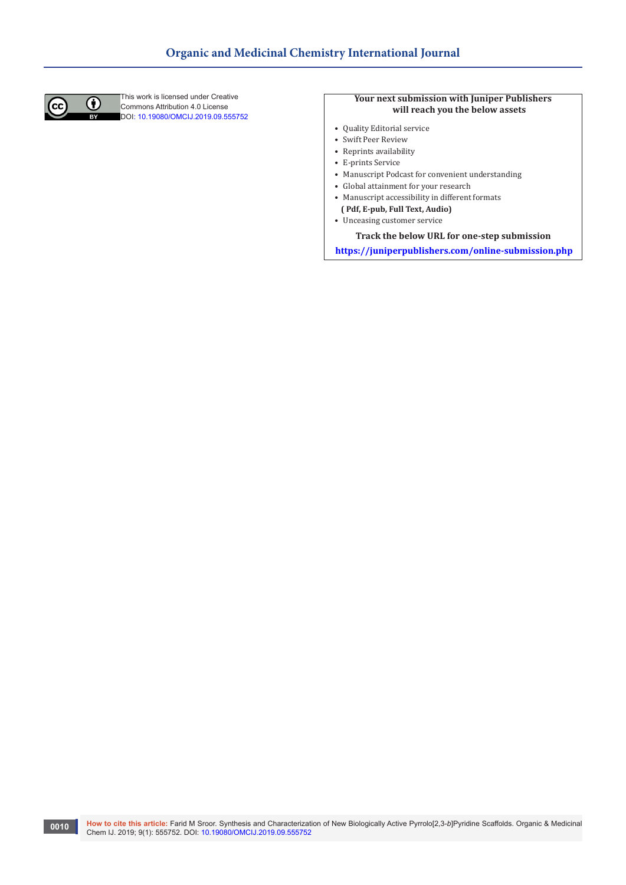This work is licensed under Creative Commons Attribution 4.0 License
DOI: 10.19080/OMCIJ.2019.09.555752

**Your next submission with Juniper Publishers will reach you the below assets**

- Quality Editorial service
- Swift Peer Review
- Reprints availability
- E-prints Service
- Manuscript Podcast for convenient understanding
- Global attainment for your research
- Manuscript accessibility in different formats

**( Pdf, E-pub, Full Text, Audio)**

- Unceasing customer service

**Track the below URL for one-step submission**

**https://juniperpublishers.com/online-submission.php**